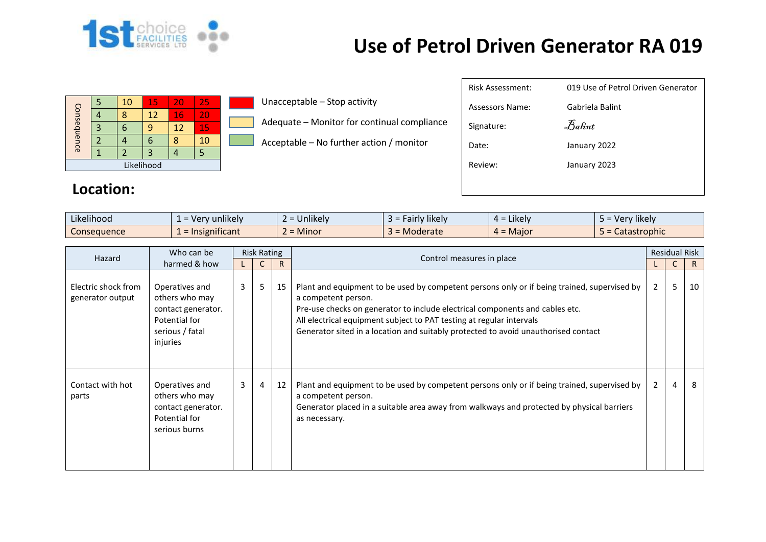# Use of Petrol Driven Generator RA 019

| Consequence | | | | | |
|---|---|---|---|---|---|
| | 5 | 10 | 15 | 20 | 25 |
| | 4 | 8 | 12 | 16 | 20 |
| | 3 | 6 | 9 | 12 | 15 |
| | 2 | 4 | 6 | 8 | 10 |
| | 1 | 2 | 3 | 4 | 5 |
| Likelihood | | | | | |

- Unacceptable – Stop activity
- Adequate – Monitor for continual compliance
- Acceptable – No further action / monitor

| | |
|---|---|
| Risk Assessment: | 019 Use of Petrol Driven Generator |
| Assessors Name: | Gabriela Balint |
| Signature: | *Balint* |
| Date: | January 2022 |
| Review: | January 2023 |

## Location:

| Likelihood | 1 = Very unlikely | 2 = Unlikely | 3 = Fairly likely | 4 = Likely | 5 = Very likely |
|---|---|---|---|---|---|
| Consequence | 1 = Insignificant | 2 = Minor | 3 = Moderate | 4 = Major | 5 = Catastrophic |

| Hazard | Who can be harmed & how | Risk Rating | | | Control measures in place | Residual Risk | | |
|---|---|---|---|---|---|---|---|---|
| | | L | C | R | | L | C | R |
| Electric shock from generator output | Operatives and others who may contact generator. Potential for serious / fatal injuries | 3 | 5 | 15 | Plant and equipment to be used by competent persons only or if being trained, supervised by a competent person.<br>Pre-use checks on generator to include electrical components and cables etc.<br>All electrical equipment subject to PAT testing at regular intervals<br>Generator sited in a location and suitably protected to avoid unauthorised contact | 2 | 5 | 10 |
| Contact with hot parts | Operatives and others who may contact generator. Potential for serious burns | 3 | 4 | 12 | Plant and equipment to be used by competent persons only or if being trained, supervised by a competent person.<br>Generator placed in a suitable area away from walkways and protected by physical barriers as necessary. | 2 | 4 | 8 |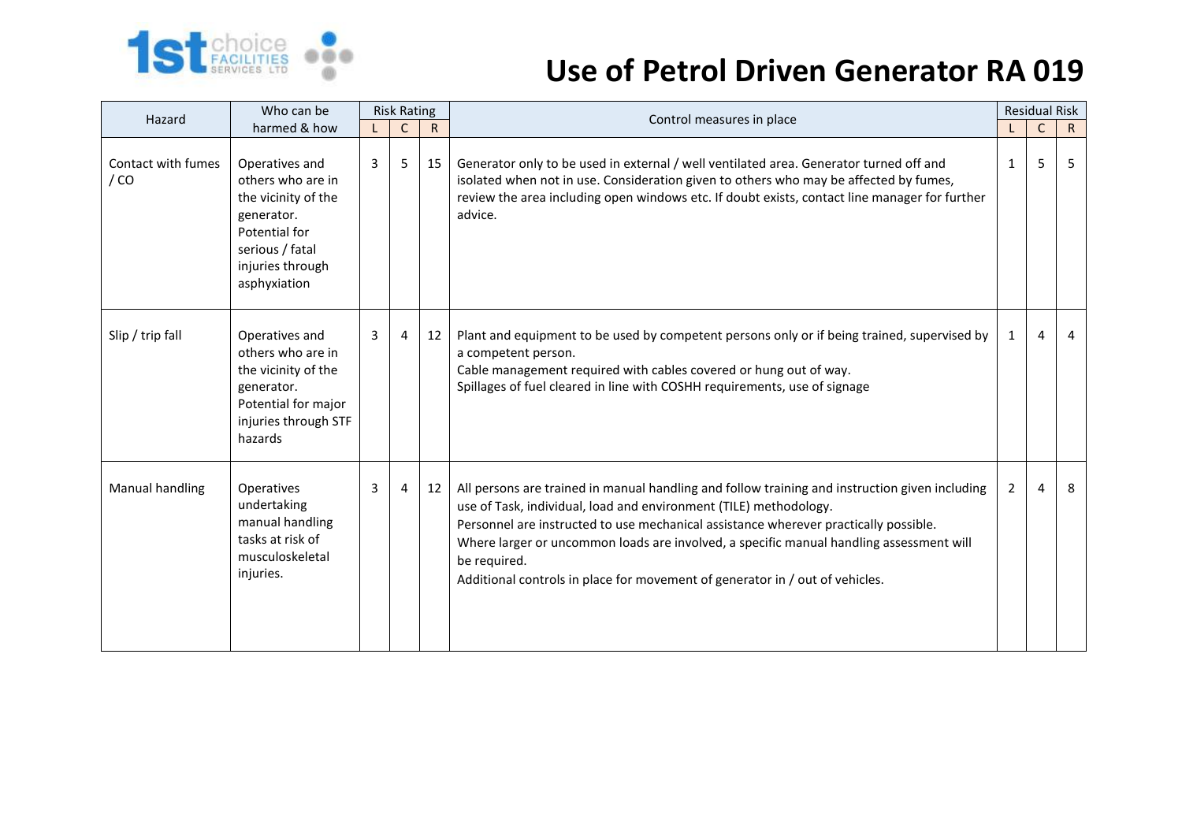# Use of Petrol Driven Generator RA 019

| Hazard | Who can be harmed & how | Risk Rating | | | Control measures in place | Residual Risk | | |
|---|---|---|---|---|---|---|---|---|
| | | L | C | R | | L | C | R |
| Contact with fumes / CO | Operatives and others who are in the vicinity of the generator. Potential for serious / fatal injuries through asphyxiation | 3 | 5 | 15 | Generator only to be used in external / well ventilated area. Generator turned off and isolated when not in use. Consideration given to others who may be affected by fumes, review the area including open windows etc. If doubt exists, contact line manager for further advice. | 1 | 5 | 5 |
| Slip / trip fall | Operatives and others who are in the vicinity of the generator. Potential for major injuries through STF hazards | 3 | 4 | 12 | Plant and equipment to be used by competent persons only or if being trained, supervised by a competent person.<br>Cable management required with cables covered or hung out of way.<br>Spillages of fuel cleared in line with COSHH requirements, use of signage | 1 | 4 | 4 |
| Manual handling | Operatives undertaking manual handling tasks at risk of musculoskeletal injuries. | 3 | 4 | 12 | All persons are trained in manual handling and follow training and instruction given including use of Task, individual, load and environment (TILE) methodology.<br>Personnel are instructed to use mechanical assistance wherever practically possible.<br>Where larger or uncommon loads are involved, a specific manual handling assessment will be required.<br>Additional controls in place for movement of generator in / out of vehicles. | 2 | 4 | 8 |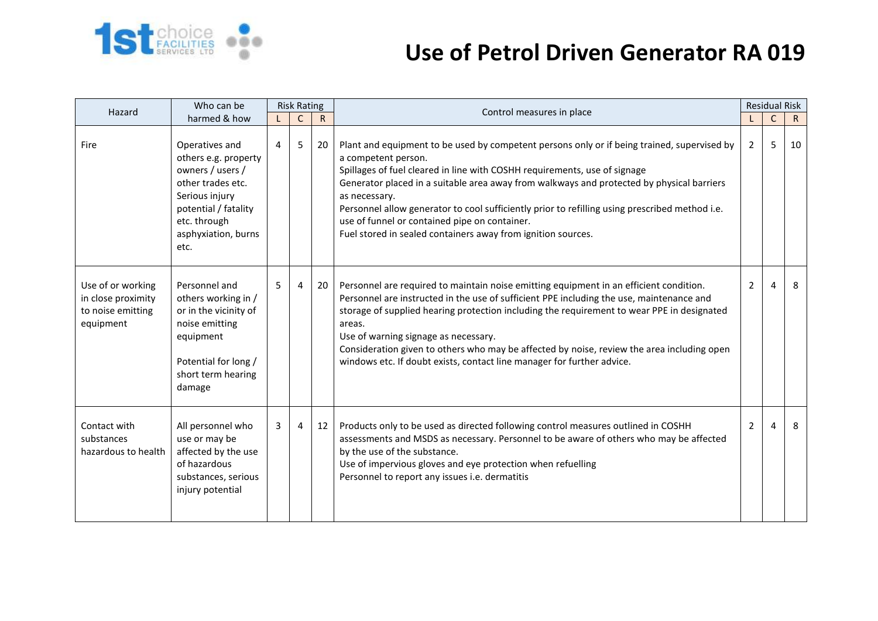# Use of Petrol Driven Generator RA 019

| Hazard | Who can be harmed & how | Risk Rating | | | Control measures in place | Residual Risk | | |
|---|---|---|---|---|---|---|---|---|
| | | L | C | R | | L | C | R |
| Fire | Operatives and others e.g. property owners / users / other trades etc. Serious injury potential / fatality etc. through asphyxiation, burns etc. | 4 | 5 | 20 | Plant and equipment to be used by competent persons only or if being trained, supervised by a competent person.<br>Spillages of fuel cleared in line with COSHH requirements, use of signage<br>Generator placed in a suitable area away from walkways and protected by physical barriers as necessary.<br>Personnel allow generator to cool sufficiently prior to refilling using prescribed method i.e. use of funnel or contained pipe on container.<br>Fuel stored in sealed containers away from ignition sources. | 2 | 5 | 10 |
| Use of or working in close proximity to noise emitting equipment | Personnel and others working in / or in the vicinity of noise emitting equipment<br><br>Potential for long / short term hearing damage | 5 | 4 | 20 | Personnel are required to maintain noise emitting equipment in an efficient condition.<br>Personnel are instructed in the use of sufficient PPE including the use, maintenance and storage of supplied hearing protection including the requirement to wear PPE in designated areas.<br>Use of warning signage as necessary.<br>Consideration given to others who may be affected by noise, review the area including open windows etc. If doubt exists, contact line manager for further advice. | 2 | 4 | 8 |
| Contact with substances hazardous to health | All personnel who use or may be affected by the use of hazardous substances, serious injury potential | 3 | 4 | 12 | Products only to be used as directed following control measures outlined in COSHH assessments and MSDS as necessary. Personnel to be aware of others who may be affected by the use of the substance.<br>Use of impervious gloves and eye protection when refuelling<br>Personnel to report any issues i.e. dermatitis | 2 | 4 | 8 |